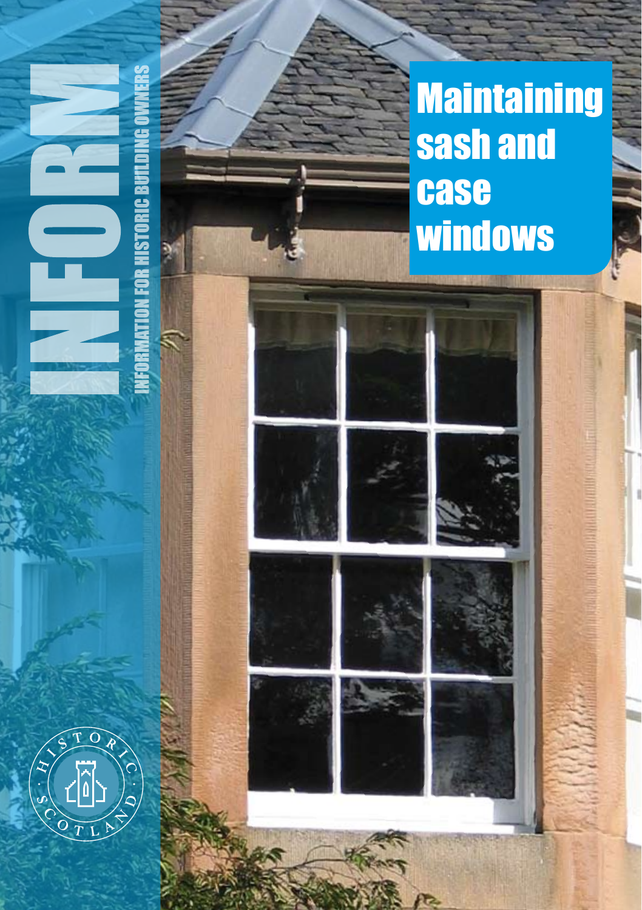# INFORM

INFORMATION FOR HISTORIC BUILDING OWNERS

# Maintaining sash and case windows

HISTORIC SCOTLAND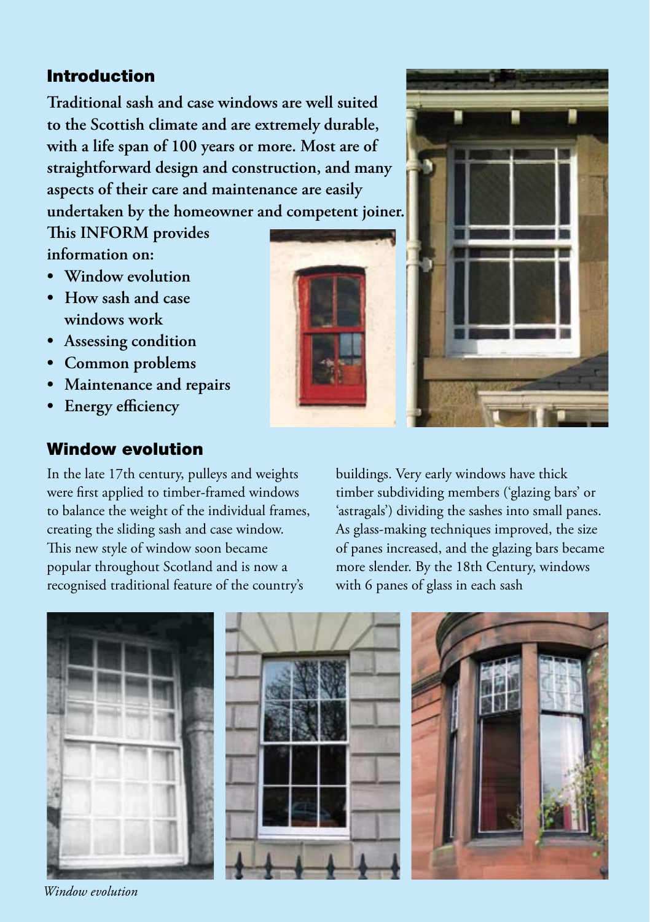## Introduction

**Traditional sash and case windows are well suited to the Scottish climate and are extremely durable, with a life span of 100 years or more. Most are of straightforward design and construction, and many aspects of their care and maintenance are easily undertaken by the homeowner and competent joiner.**

**This INFORM provides information on:**

- **Window evolution**
- **How sash and case windows work**
- **Assessing condition**
- **Common problems**
- **Maintenance and repairs**
- **Energy efficiency**

## Window evolution

In the late 17th century, pulleys and weights were first applied to timber-framed windows to balance the weight of the individual frames, creating the sliding sash and case window. This new style of window soon became popular throughout Scotland and is now a recognised traditional feature of the country's buildings. Very early windows have thick timber subdividing members ('glazing bars' or 'astragals') dividing the sashes into small panes. As glass-making techniques improved, the size of panes increased, and the glazing bars became more slender. By the 18th Century, windows with 6 panes of glass in each sash

*Window evolution*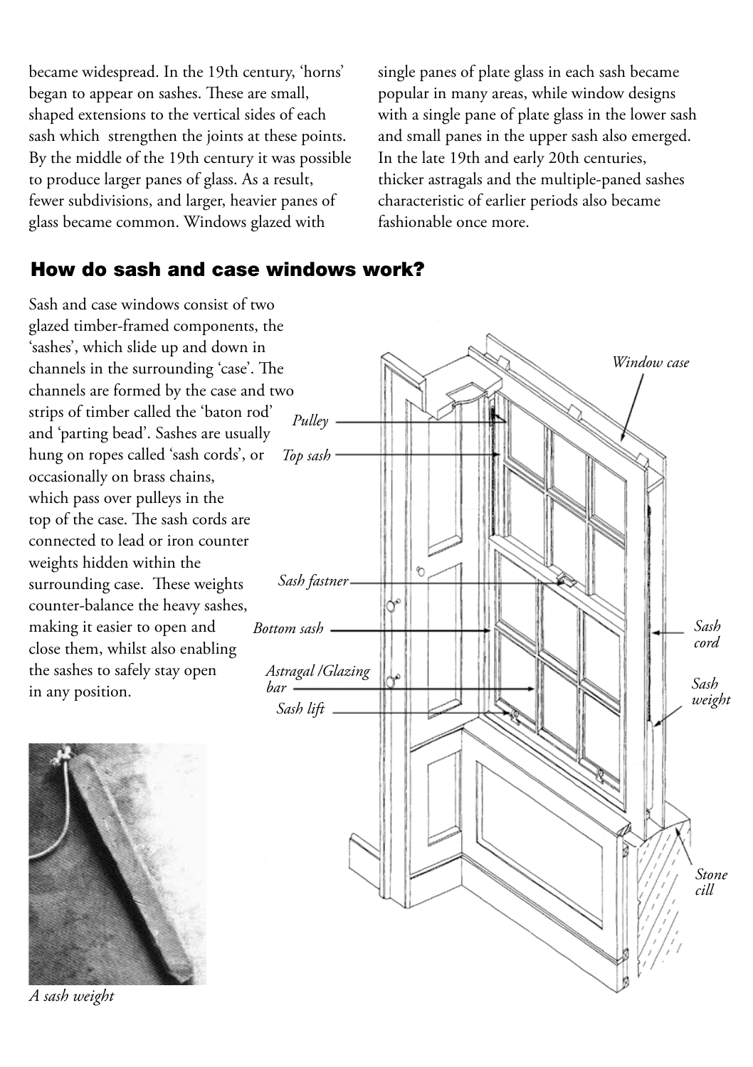became widespread. In the 19th century, 'horns' began to appear on sashes. These are small, shaped extensions to the vertical sides of each sash which strengthen the joints at these points. By the middle of the 19th century it was possible to produce larger panes of glass. As a result, fewer subdivisions, and larger, heavier panes of glass became common. Windows glazed with single panes of plate glass in each sash became popular in many areas, while window designs with a single pane of plate glass in the lower sash and small panes in the upper sash also emerged. In the late 19th and early 20th centuries, thicker astragals and the multiple-paned sashes characteristic of earlier periods also became fashionable once more.

## How do sash and case windows work?

Sash and case windows consist of two glazed timber-framed components, the 'sashes', which slide up and down in channels in the surrounding 'case'. The channels are formed by the case and two strips of timber called the 'baton rod' and 'parting bead'. Sashes are usually hung on ropes called 'sash cords', or occasionally on brass chains, which pass over pulleys in the top of the case. The sash cords are connected to lead or iron counter weights hidden within the surrounding case. These weights counter-balance the heavy sashes, making it easier to open and close them, whilst also enabling the sashes to safely stay open in any position.

*Window case*

*Pulley*

*Top sash*

*Sash fastner*

*Bottom sash*

*Sash cord*

*Astragal /Glazing bar*

*Sash weight*

*Sash lift*

*Stone cill*

*A sash weight*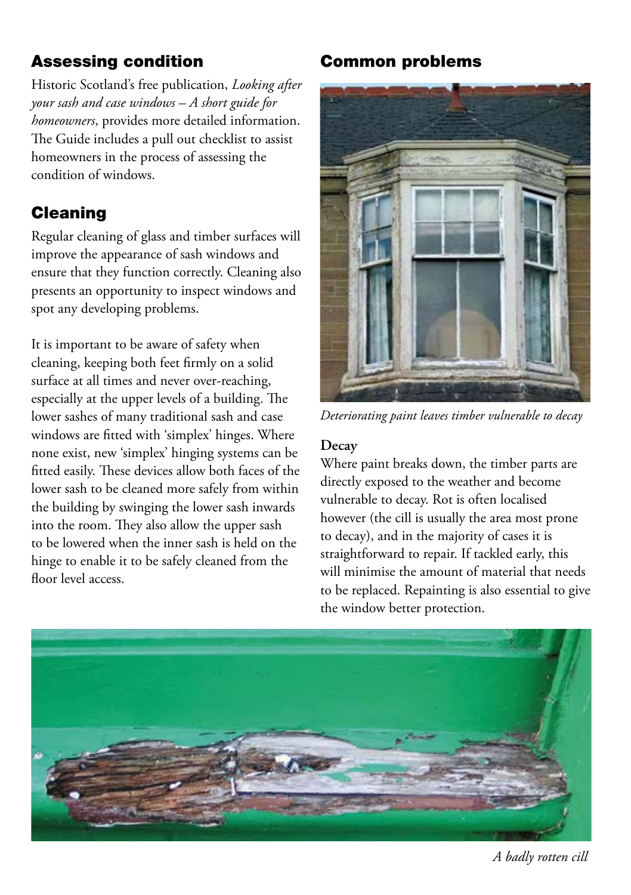## Assessing condition

Historic Scotland's free publication, *Looking after your sash and case windows – A short guide for homeowners*, provides more detailed information. The Guide includes a pull out checklist to assist homeowners in the process of assessing the condition of windows.

## Cleaning

Regular cleaning of glass and timber surfaces will improve the appearance of sash windows and ensure that they function correctly. Cleaning also presents an opportunity to inspect windows and spot any developing problems.

It is important to be aware of safety when cleaning, keeping both feet firmly on a solid surface at all times and never over-reaching, especially at the upper levels of a building. The lower sashes of many traditional sash and case windows are fitted with 'simplex' hinges. Where none exist, new 'simplex' hinging systems can be fitted easily. These devices allow both faces of the lower sash to be cleaned more safely from within the building by swinging the lower sash inwards into the room. They also allow the upper sash to be lowered when the inner sash is held on the hinge to enable it to be safely cleaned from the floor level access.

## Common problems

*Deteriorating paint leaves timber vulnerable to decay*

**Decay**

Where paint breaks down, the timber parts are directly exposed to the weather and become vulnerable to decay. Rot is often localised however (the cill is usually the area most prone to decay), and in the majority of cases it is straightforward to repair. If tackled early, this will minimise the amount of material that needs to be replaced. Repainting is also essential to give the window better protection.

*A badly rotten cill*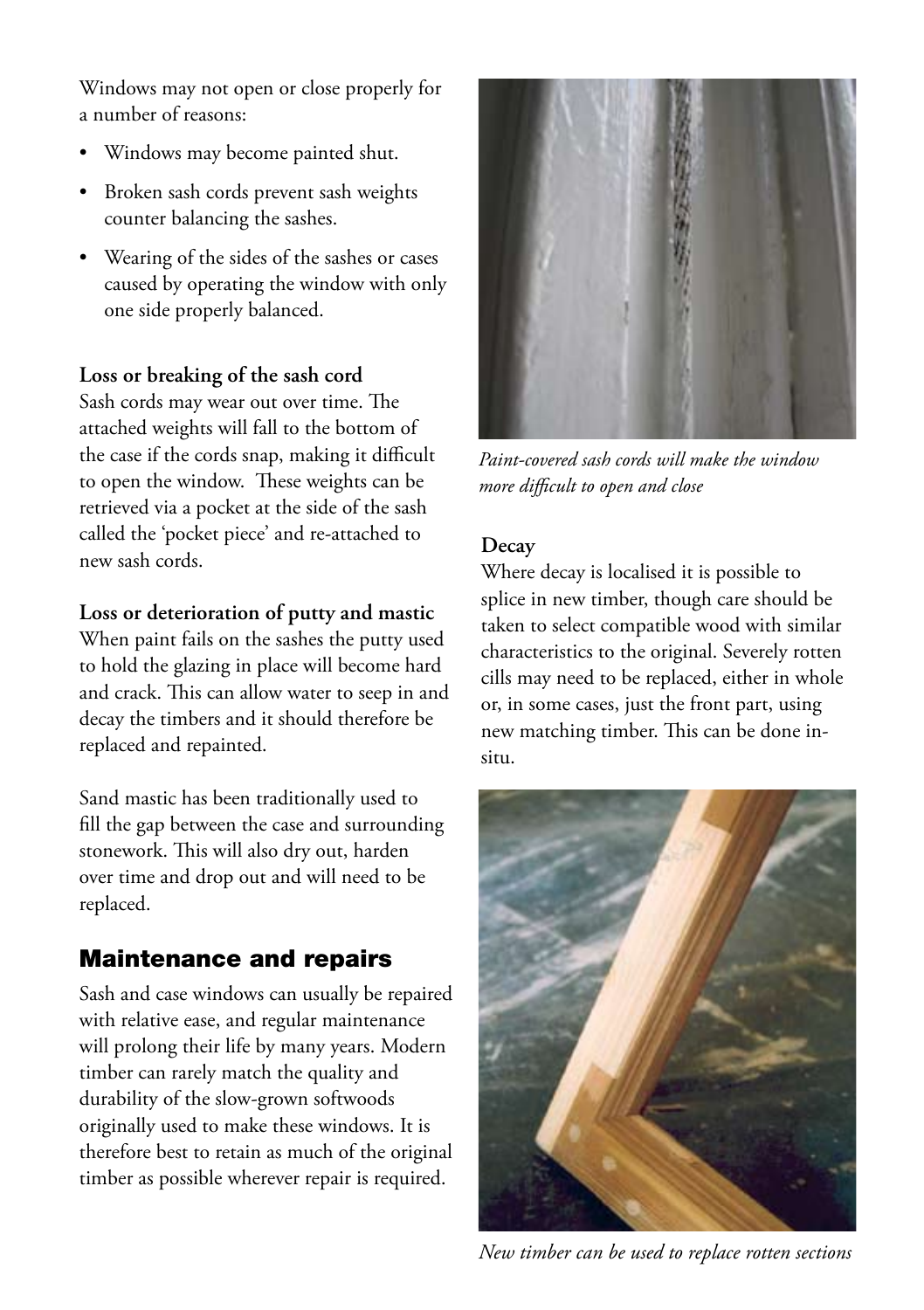Windows may not open or close properly for a number of reasons:

- Windows may become painted shut.
- Broken sash cords prevent sash weights counter balancing the sashes.
- Wearing of the sides of the sashes or cases caused by operating the window with only one side properly balanced.

**Loss or breaking of the sash cord**

Sash cords may wear out over time. The attached weights will fall to the bottom of the case if the cords snap, making it difficult to open the window. These weights can be retrieved via a pocket at the side of the sash called the 'pocket piece' and re-attached to new sash cords.

**Loss or deterioration of putty and mastic**

When paint fails on the sashes the putty used to hold the glazing in place will become hard and crack. This can allow water to seep in and decay the timbers and it should therefore be replaced and repainted.

Sand mastic has been traditionally used to fill the gap between the case and surrounding stonework. This will also dry out, harden over time and drop out and will need to be replaced.

## Maintenance and repairs

Sash and case windows can usually be repaired with relative ease, and regular maintenance will prolong their life by many years. Modern timber can rarely match the quality and durability of the slow-grown softwoods originally used to make these windows. It is therefore best to retain as much of the original timber as possible wherever repair is required.

*Paint-covered sash cords will make the window more difficult to open and close*

**Decay**

Where decay is localised it is possible to splice in new timber, though care should be taken to select compatible wood with similar characteristics to the original. Severely rotten cills may need to be replaced, either in whole or, in some cases, just the front part, using new matching timber. This can be done in-situ.

*New timber can be used to replace rotten sections*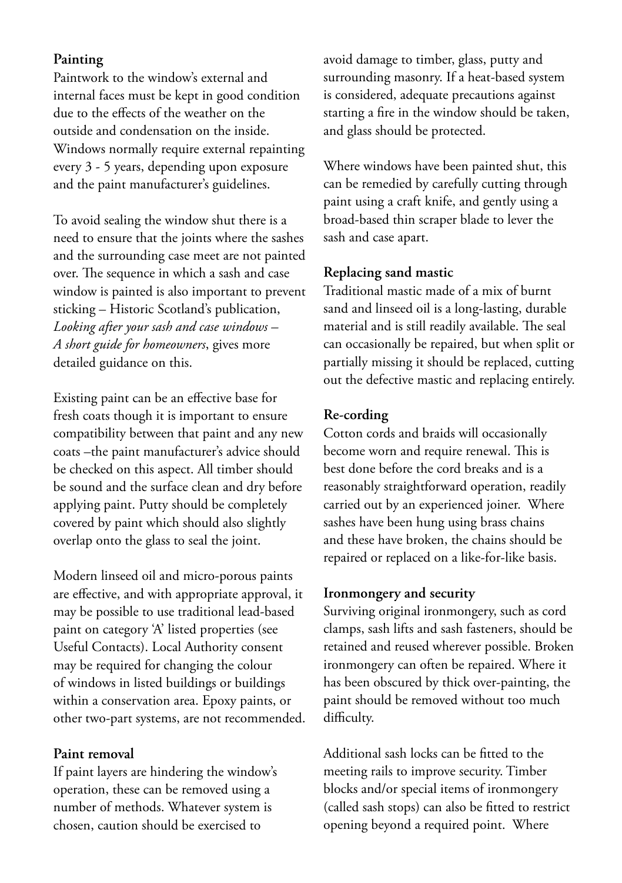### Painting

Paintwork to the window's external and internal faces must be kept in good condition due to the effects of the weather on the outside and condensation on the inside. Windows normally require external repainting every 3 - 5 years, depending upon exposure and the paint manufacturer's guidelines.

To avoid sealing the window shut there is a need to ensure that the joints where the sashes and the surrounding case meet are not painted over. The sequence in which a sash and case window is painted is also important to prevent sticking – Historic Scotland's publication, *Looking after your sash and case windows – A short guide for homeowners*, gives more detailed guidance on this.

Existing paint can be an effective base for fresh coats though it is important to ensure compatibility between that paint and any new coats –the paint manufacturer's advice should be checked on this aspect. All timber should be sound and the surface clean and dry before applying paint. Putty should be completely covered by paint which should also slightly overlap onto the glass to seal the joint.

Modern linseed oil and micro-porous paints are effective, and with appropriate approval, it may be possible to use traditional lead-based paint on category 'A' listed properties (see Useful Contacts). Local Authority consent may be required for changing the colour of windows in listed buildings or buildings within a conservation area. Epoxy paints, or other two-part systems, are not recommended.

### Paint removal

If paint layers are hindering the window's operation, these can be removed using a number of methods. Whatever system is chosen, caution should be exercised to avoid damage to timber, glass, putty and surrounding masonry. If a heat-based system is considered, adequate precautions against starting a fire in the window should be taken, and glass should be protected.

Where windows have been painted shut, this can be remedied by carefully cutting through paint using a craft knife, and gently using a broad-based thin scraper blade to lever the sash and case apart.

### Replacing sand mastic

Traditional mastic made of a mix of burnt sand and linseed oil is a long-lasting, durable material and is still readily available. The seal can occasionally be repaired, but when split or partially missing it should be replaced, cutting out the defective mastic and replacing entirely.

### Re-cording

Cotton cords and braids will occasionally become worn and require renewal. This is best done before the cord breaks and is a reasonably straightforward operation, readily carried out by an experienced joiner. Where sashes have been hung using brass chains and these have broken, the chains should be repaired or replaced on a like-for-like basis.

### Ironmongery and security

Surviving original ironmongery, such as cord clamps, sash lifts and sash fasteners, should be retained and reused wherever possible. Broken ironmongery can often be repaired. Where it has been obscured by thick over-painting, the paint should be removed without too much difficulty.

Additional sash locks can be fitted to the meeting rails to improve security. Timber blocks and/or special items of ironmongery (called sash stops) can also be fitted to restrict opening beyond a required point. Where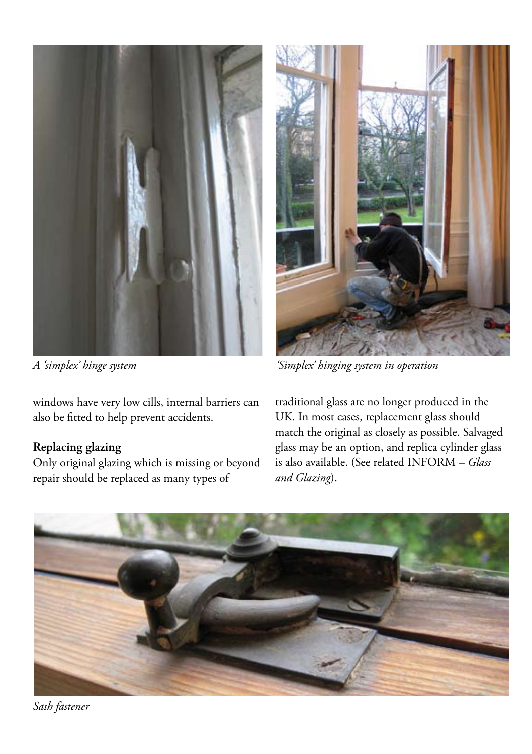*A 'simplex' hinge system*

*'Simplex' hinging system in operation*

windows have very low cills, internal barriers can also be fitted to help prevent accidents.

**Replacing glazing**

Only original glazing which is missing or beyond repair should be replaced as many types of traditional glass are no longer produced in the UK. In most cases, replacement glass should match the original as closely as possible. Salvaged glass may be an option, and replica cylinder glass is also available. (See related INFORM – *Glass and Glazing*).

*Sash fastener*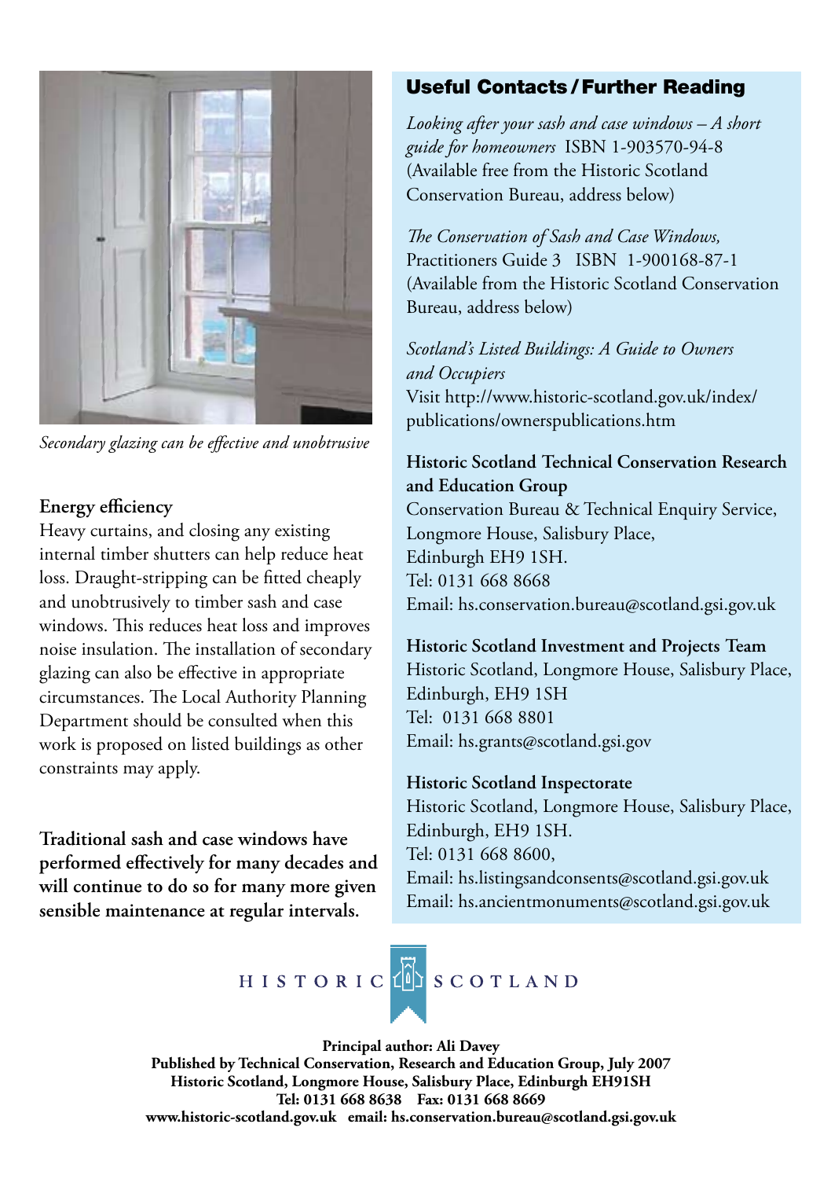*Secondary glazing can be effective and unobtrusive*

**Energy efficiency**

Heavy curtains, and closing any existing internal timber shutters can help reduce heat loss. Draught-stripping can be fitted cheaply and unobtrusively to timber sash and case windows. This reduces heat loss and improves noise insulation. The installation of secondary glazing can also be effective in appropriate circumstances. The Local Authority Planning Department should be consulted when this work is proposed on listed buildings as other constraints may apply.

**Traditional sash and case windows have performed effectively for many decades and will continue to do so for many more given sensible maintenance at regular intervals.**

## Useful Contacts / Further Reading

*Looking after your sash and case windows – A short guide for homeowners* ISBN 1-903570-94-8
(Available free from the Historic Scotland Conservation Bureau, address below)

*The Conservation of Sash and Case Windows,* Practitioners Guide 3 ISBN 1-900168-87-1
(Available from the Historic Scotland Conservation Bureau, address below)

*Scotland's Listed Buildings: A Guide to Owners and Occupiers*
Visit http://www.historic-scotland.gov.uk/index/publications/ownerspublications.htm

**Historic Scotland Technical Conservation Research and Education Group**
Conservation Bureau & Technical Enquiry Service,
Longmore House, Salisbury Place,
Edinburgh EH9 1SH.
Tel: 0131 668 8668
Email: hs.conservation.bureau@scotland.gsi.gov.uk

**Historic Scotland Investment and Projects Team**
Historic Scotland, Longmore House, Salisbury Place,
Edinburgh, EH9 1SH
Tel: 0131 668 8801
Email: hs.grants@scotland.gsi.gov

**Historic Scotland Inspectorate**
Historic Scotland, Longmore House, Salisbury Place,
Edinburgh, EH9 1SH.
Tel: 0131 668 8600,
Email: hs.listingsandconsents@scotland.gsi.gov.uk
Email: hs.ancientmonuments@scotland.gsi.gov.uk

HISTORIC SCOTLAND

**Principal author: Ali Davey**
**Published by Technical Conservation, Research and Education Group, July 2007**
**Historic Scotland, Longmore House, Salisbury Place, Edinburgh EH91SH**
**Tel: 0131 668 8638 Fax: 0131 668 8669**
**www.historic-scotland.gov.uk email: hs.conservation.bureau@scotland.gsi.gov.uk**